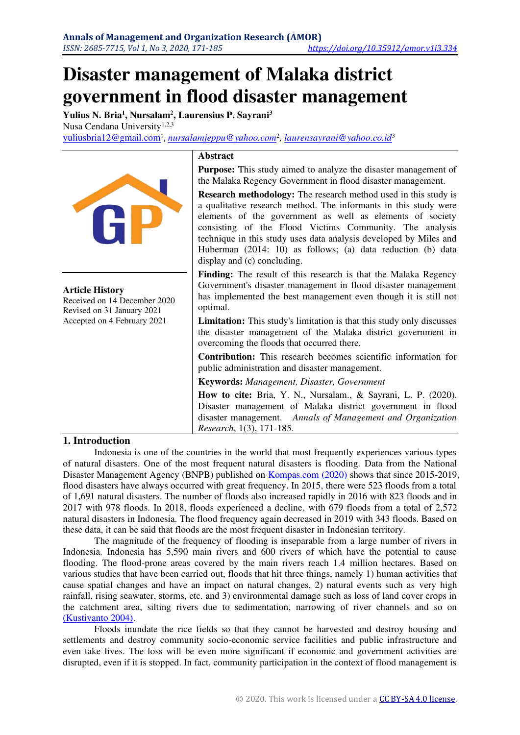# Disaster management of Malaka district government in flood disaster management

**Yulius N. Bria[1], Nursalam[2], Laurensius P. Sayrani[3]**

Nusa Cendana University[1,2,3]

yuliusbria12@gmail.com[1], *nursalamjeppu@yahoo.com*[2], *laurensayrani@yahoo.co.id*[3]

**Article History**

Received on 14 December 2020

Revised on 31 January 2021

Accepted on 4 February 2021

**Abstract**

**Purpose:** This study aimed to analyze the disaster management of the Malaka Regency Government in flood disaster management.

**Research methodology:** The research method used in this study is a qualitative research method. The informants in this study were elements of the government as well as elements of society consisting of the Flood Victims Community. The analysis technique in this study uses data analysis developed by Miles and Huberman (2014: 10) as follows; (a) data reduction (b) data display and (c) concluding.

**Finding:** The result of this research is that the Malaka Regency Government's disaster management in flood disaster management has implemented the best management even though it is still not optimal.

**Limitation:** This study's limitation is that this study only discusses the disaster management of the Malaka district government in overcoming the floods that occurred there.

**Contribution:** This research becomes scientific information for public administration and disaster management.

**Keywords:** *Management, Disaster, Government*

**How to cite:** Bria, Y. N., Nursalam., & Sayrani, L. P. (2020). Disaster management of Malaka district government in flood disaster management. *Annals of Management and Organization Research*, 1(3), 171-185.

## 1. Introduction

Indonesia is one of the countries in the world that most frequently experiences various types of natural disasters. One of the most frequent natural disasters is flooding. Data from the National Disaster Management Agency (BNPB) published on Kompas.com (2020) shows that since 2015-2019, flood disasters have always occurred with great frequency. In 2015, there were 523 floods from a total of 1,691 natural disasters. The number of floods also increased rapidly in 2016 with 823 floods and in 2017 with 978 floods. In 2018, floods experienced a decline, with 679 floods from a total of 2,572 natural disasters in Indonesia. The flood frequency again decreased in 2019 with 343 floods. Based on these data, it can be said that floods are the most frequent disaster in Indonesian territory.

The magnitude of the frequency of flooding is inseparable from a large number of rivers in Indonesia. Indonesia has 5,590 main rivers and 600 rivers of which have the potential to cause flooding. The flood-prone areas covered by the main rivers reach 1.4 million hectares. Based on various studies that have been carried out, floods that hit three things, namely 1) human activities that cause spatial changes and have an impact on natural changes, 2) natural events such as very high rainfall, rising seawater, storms, etc. and 3) environmental damage such as loss of land cover crops in the catchment area, silting rivers due to sedimentation, narrowing of river channels and so on (Kustiyanto 2004).

Floods inundate the rice fields so that they cannot be harvested and destroy housing and settlements and destroy community socio-economic service facilities and public infrastructure and even take lives. The loss will be even more significant if economic and government activities are disrupted, even if it is stopped. In fact, community participation in the context of flood management is

© 2020. This work is licensed under a CC BY-SA 4.0 license.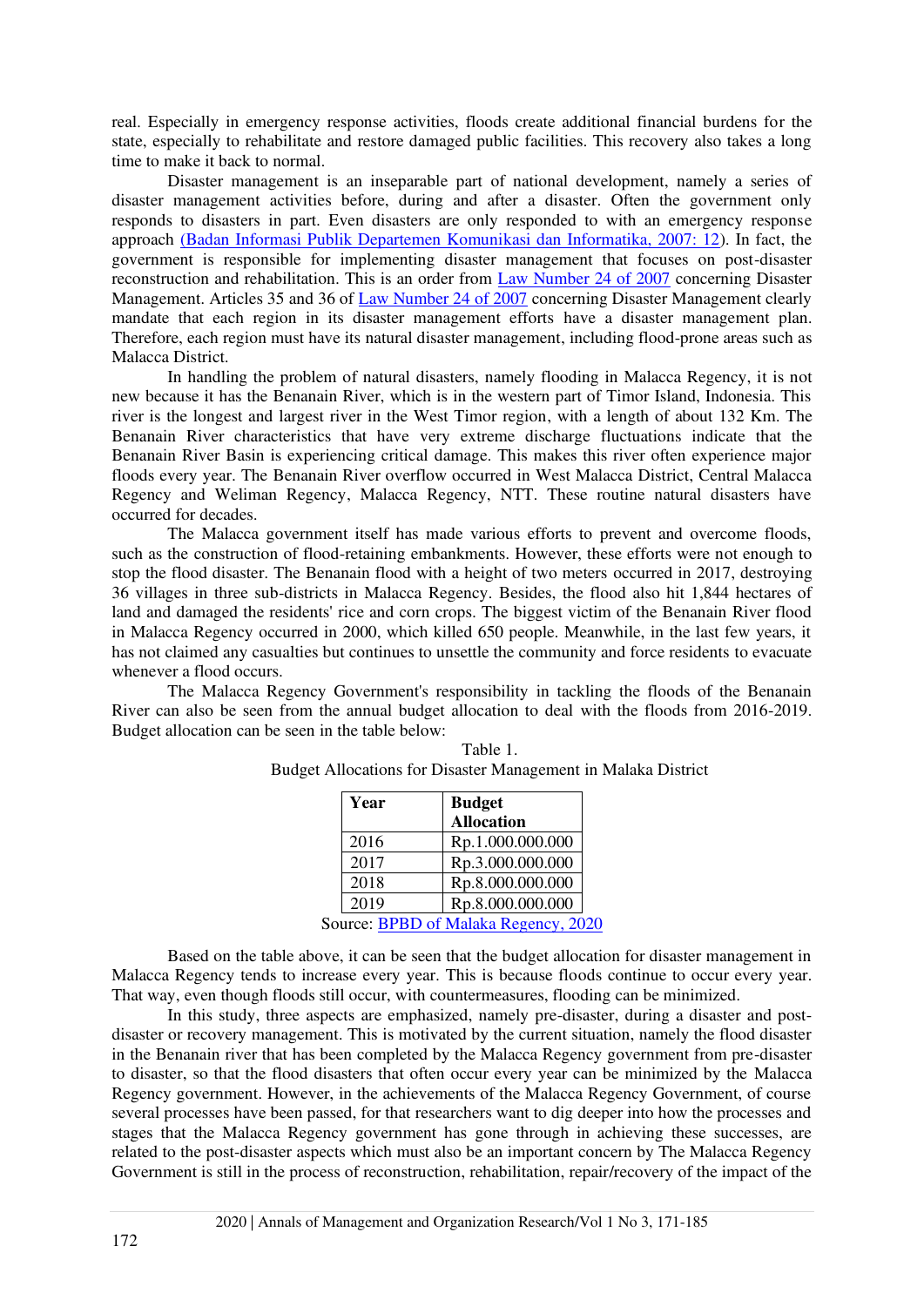real. Especially in emergency response activities, floods create additional financial burdens for the state, especially to rehabilitate and restore damaged public facilities. This recovery also takes a long time to make it back to normal.

Disaster management is an inseparable part of national development, namely a series of disaster management activities before, during and after a disaster. Often the government only responds to disasters in part. Even disasters are only responded to with an emergency response approach (Badan Informasi Publik Departemen Komunikasi dan Informatika, 2007: 12). In fact, the government is responsible for implementing disaster management that focuses on post-disaster reconstruction and rehabilitation. This is an order from Law Number 24 of 2007 concerning Disaster Management. Articles 35 and 36 of Law Number 24 of 2007 concerning Disaster Management clearly mandate that each region in its disaster management efforts have a disaster management plan. Therefore, each region must have its natural disaster management, including flood-prone areas such as Malacca District.

In handling the problem of natural disasters, namely flooding in Malacca Regency, it is not new because it has the Benanain River, which is in the western part of Timor Island, Indonesia. This river is the longest and largest river in the West Timor region, with a length of about 132 Km. The Benanain River characteristics that have very extreme discharge fluctuations indicate that the Benanain River Basin is experiencing critical damage. This makes this river often experience major floods every year. The Benanain River overflow occurred in West Malacca District, Central Malacca Regency and Weliman Regency, Malacca Regency, NTT. These routine natural disasters have occurred for decades.

The Malacca government itself has made various efforts to prevent and overcome floods, such as the construction of flood-retaining embankments. However, these efforts were not enough to stop the flood disaster. The Benanain flood with a height of two meters occurred in 2017, destroying 36 villages in three sub-districts in Malacca Regency. Besides, the flood also hit 1,844 hectares of land and damaged the residents' rice and corn crops. The biggest victim of the Benanain River flood in Malacca Regency occurred in 2000, which killed 650 people. Meanwhile, in the last few years, it has not claimed any casualties but continues to unsettle the community and force residents to evacuate whenever a flood occurs.

The Malacca Regency Government's responsibility in tackling the floods of the Benanain River can also be seen from the annual budget allocation to deal with the floods from 2016-2019. Budget allocation can be seen in the table below:

Table 1.
Budget Allocations for Disaster Management in Malaka District

| Year | Budget Allocation |
|---|---|
| 2016 | Rp.1.000.000.000 |
| 2017 | Rp.3.000.000.000 |
| 2018 | Rp.8.000.000.000 |
| 2019 | Rp.8.000.000.000 |

Source: BPBD of Malaka Regency, 2020

Based on the table above, it can be seen that the budget allocation for disaster management in Malacca Regency tends to increase every year. This is because floods continue to occur every year. That way, even though floods still occur, with countermeasures, flooding can be minimized.

In this study, three aspects are emphasized, namely pre-disaster, during a disaster and post-disaster or recovery management. This is motivated by the current situation, namely the flood disaster in the Benanain river that has been completed by the Malacca Regency government from pre-disaster to disaster, so that the flood disasters that often occur every year can be minimized by the Malacca Regency government. However, in the achievements of the Malacca Regency Government, of course several processes have been passed, for that researchers want to dig deeper into how the processes and stages that the Malacca Regency government has gone through in achieving these successes, are related to the post-disaster aspects which must also be an important concern by The Malacca Regency Government is still in the process of reconstruction, rehabilitation, repair/recovery of the impact of the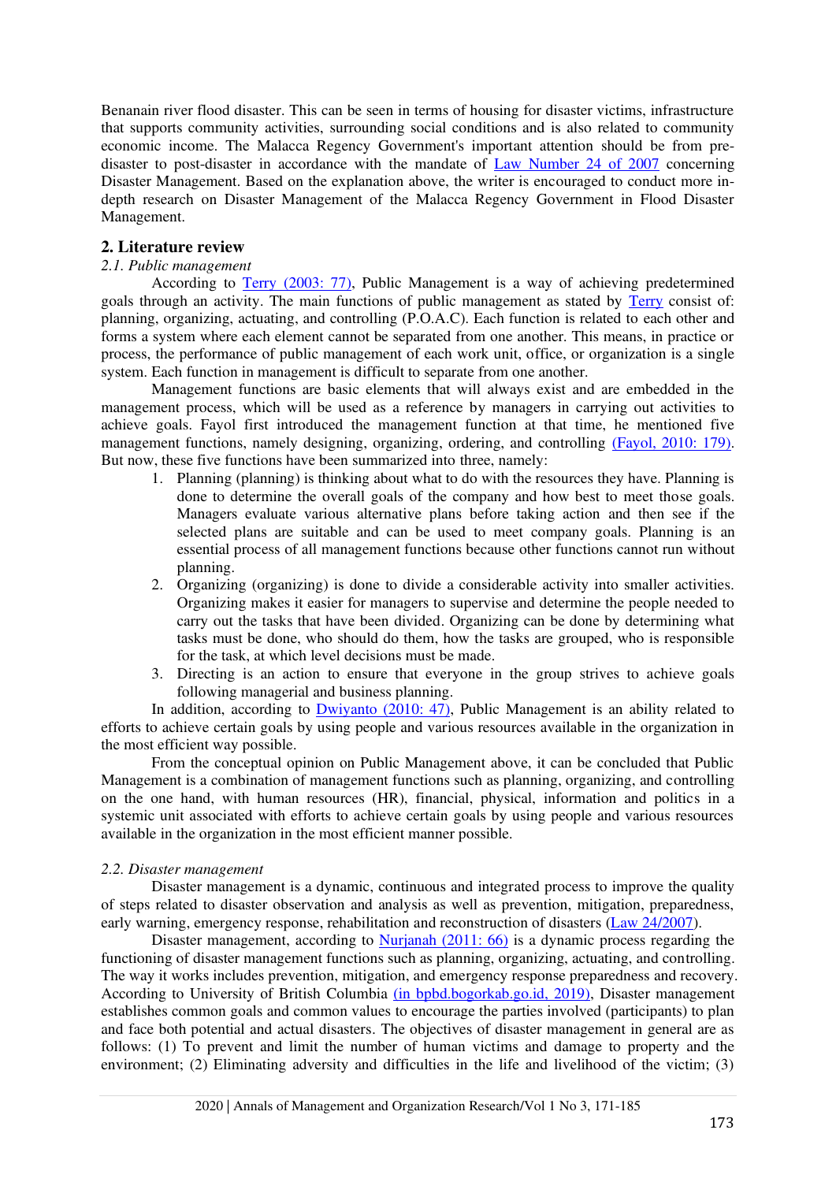Benanain river flood disaster. This can be seen in terms of housing for disaster victims, infrastructure that supports community activities, surrounding social conditions and is also related to community economic income. The Malacca Regency Government's important attention should be from pre-disaster to post-disaster in accordance with the mandate of Law Number 24 of 2007 concerning Disaster Management. Based on the explanation above, the writer is encouraged to conduct more in-depth research on Disaster Management of the Malacca Regency Government in Flood Disaster Management.

## 2. Literature review

### *2.1. Public management*

According to Terry (2003: 77), Public Management is a way of achieving predetermined goals through an activity. The main functions of public management as stated by Terry consist of: planning, organizing, actuating, and controlling (P.O.A.C). Each function is related to each other and forms a system where each element cannot be separated from one another. This means, in practice or process, the performance of public management of each work unit, office, or organization is a single system. Each function in management is difficult to separate from one another.

Management functions are basic elements that will always exist and are embedded in the management process, which will be used as a reference by managers in carrying out activities to achieve goals. Fayol first introduced the management function at that time, he mentioned five management functions, namely designing, organizing, ordering, and controlling (Fayol, 2010: 179). But now, these five functions have been summarized into three, namely:

1. Planning (planning) is thinking about what to do with the resources they have. Planning is done to determine the overall goals of the company and how best to meet those goals. Managers evaluate various alternative plans before taking action and then see if the selected plans are suitable and can be used to meet company goals. Planning is an essential process of all management functions because other functions cannot run without planning.
2. Organizing (organizing) is done to divide a considerable activity into smaller activities. Organizing makes it easier for managers to supervise and determine the people needed to carry out the tasks that have been divided. Organizing can be done by determining what tasks must be done, who should do them, how the tasks are grouped, who is responsible for the task, at which level decisions must be made.
3. Directing is an action to ensure that everyone in the group strives to achieve goals following managerial and business planning.

In addition, according to Dwiyanto (2010: 47), Public Management is an ability related to efforts to achieve certain goals by using people and various resources available in the organization in the most efficient way possible.

From the conceptual opinion on Public Management above, it can be concluded that Public Management is a combination of management functions such as planning, organizing, and controlling on the one hand, with human resources (HR), financial, physical, information and politics in a systemic unit associated with efforts to achieve certain goals by using people and various resources available in the organization in the most efficient manner possible.

### *2.2. Disaster management*

Disaster management is a dynamic, continuous and integrated process to improve the quality of steps related to disaster observation and analysis as well as prevention, mitigation, preparedness, early warning, emergency response, rehabilitation and reconstruction of disasters (Law 24/2007).

Disaster management, according to Nurjanah (2011: 66) is a dynamic process regarding the functioning of disaster management functions such as planning, organizing, actuating, and controlling. The way it works includes prevention, mitigation, and emergency response preparedness and recovery. According to University of British Columbia (in bpbd.bogorkab.go.id, 2019), Disaster management establishes common goals and common values to encourage the parties involved (participants) to plan and face both potential and actual disasters. The objectives of disaster management in general are as follows: (1) To prevent and limit the number of human victims and damage to property and the environment; (2) Eliminating adversity and difficulties in the life and livelihood of the victim; (3)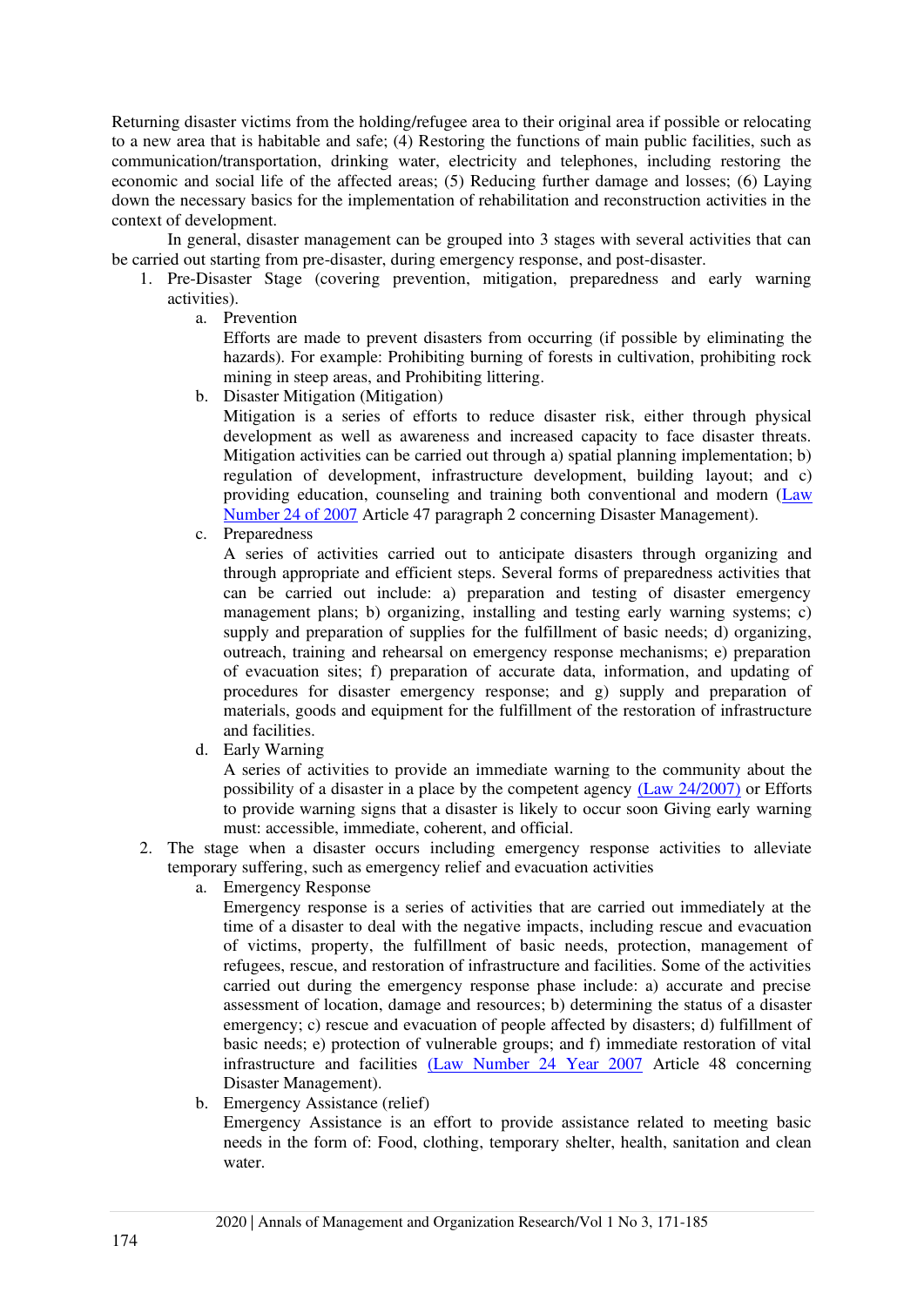Returning disaster victims from the holding/refugee area to their original area if possible or relocating to a new area that is habitable and safe; (4) Restoring the functions of main public facilities, such as communication/transportation, drinking water, electricity and telephones, including restoring the economic and social life of the affected areas; (5) Reducing further damage and losses; (6) Laying down the necessary basics for the implementation of rehabilitation and reconstruction activities in the context of development.

In general, disaster management can be grouped into 3 stages with several activities that can be carried out starting from pre-disaster, during emergency response, and post-disaster.

1. Pre-Disaster Stage (covering prevention, mitigation, preparedness and early warning activities).
   a. Prevention
      Efforts are made to prevent disasters from occurring (if possible by eliminating the hazards). For example: Prohibiting burning of forests in cultivation, prohibiting rock mining in steep areas, and Prohibiting littering.
   b. Disaster Mitigation (Mitigation)
      Mitigation is a series of efforts to reduce disaster risk, either through physical development as well as awareness and increased capacity to face disaster threats. Mitigation activities can be carried out through a) spatial planning implementation; b) regulation of development, infrastructure development, building layout; and c) providing education, counseling and training both conventional and modern (Law Number 24 of 2007 Article 47 paragraph 2 concerning Disaster Management).
   c. Preparedness
      A series of activities carried out to anticipate disasters through organizing and through appropriate and efficient steps. Several forms of preparedness activities that can be carried out include: a) preparation and testing of disaster emergency management plans; b) organizing, installing and testing early warning systems; c) supply and preparation of supplies for the fulfillment of basic needs; d) organizing, outreach, training and rehearsal on emergency response mechanisms; e) preparation of evacuation sites; f) preparation of accurate data, information, and updating of procedures for disaster emergency response; and g) supply and preparation of materials, goods and equipment for the fulfillment of the restoration of infrastructure and facilities.
   d. Early Warning
      A series of activities to provide an immediate warning to the community about the possibility of a disaster in a place by the competent agency (Law 24/2007) or Efforts to provide warning signs that a disaster is likely to occur soon Giving early warning must: accessible, immediate, coherent, and official.
2. The stage when a disaster occurs including emergency response activities to alleviate temporary suffering, such as emergency relief and evacuation activities
   a. Emergency Response
      Emergency response is a series of activities that are carried out immediately at the time of a disaster to deal with the negative impacts, including rescue and evacuation of victims, property, the fulfillment of basic needs, protection, management of refugees, rescue, and restoration of infrastructure and facilities. Some of the activities carried out during the emergency response phase include: a) accurate and precise assessment of location, damage and resources; b) determining the status of a disaster emergency; c) rescue and evacuation of people affected by disasters; d) fulfillment of basic needs; e) protection of vulnerable groups; and f) immediate restoration of vital infrastructure and facilities (Law Number 24 Year 2007 Article 48 concerning Disaster Management).
   b. Emergency Assistance (relief)
      Emergency Assistance is an effort to provide assistance related to meeting basic needs in the form of: Food, clothing, temporary shelter, health, sanitation and clean water.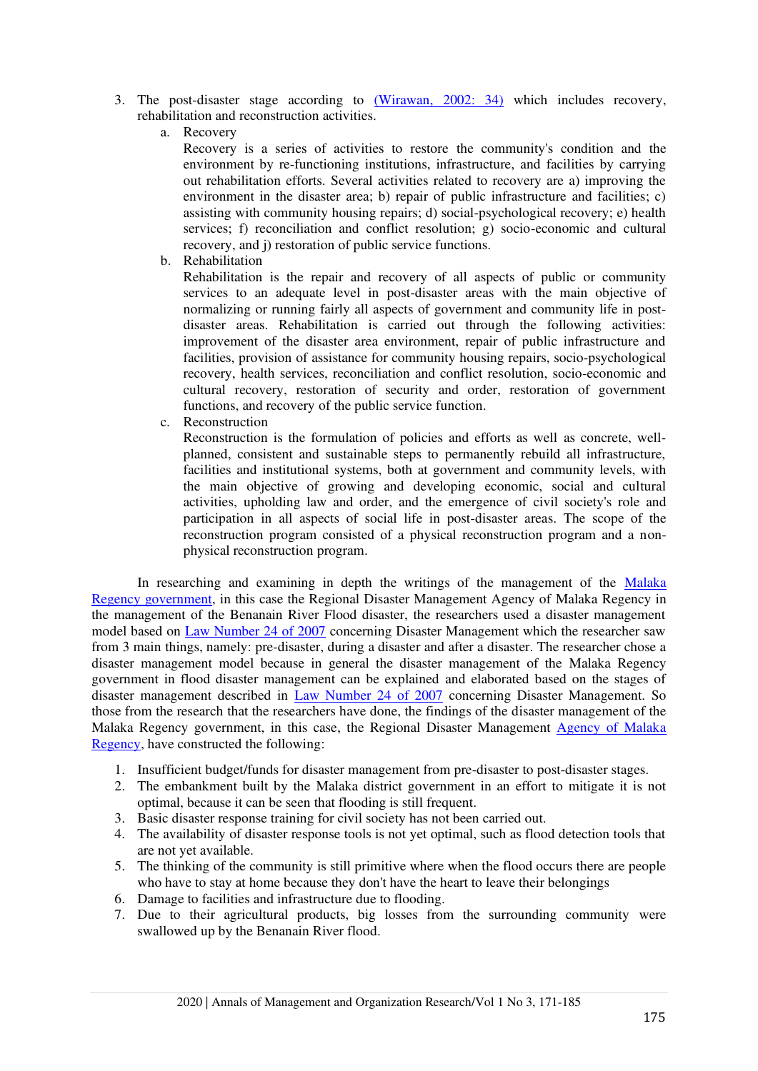3. The post-disaster stage according to (Wirawan, 2002: 34) which includes recovery, rehabilitation and reconstruction activities.
   a. Recovery
      Recovery is a series of activities to restore the community's condition and the environment by re-functioning institutions, infrastructure, and facilities by carrying out rehabilitation efforts. Several activities related to recovery are a) improving the environment in the disaster area; b) repair of public infrastructure and facilities; c) assisting with community housing repairs; d) social-psychological recovery; e) health services; f) reconciliation and conflict resolution; g) socio-economic and cultural recovery, and j) restoration of public service functions.
   b. Rehabilitation
      Rehabilitation is the repair and recovery of all aspects of public or community services to an adequate level in post-disaster areas with the main objective of normalizing or running fairly all aspects of government and community life in post-disaster areas. Rehabilitation is carried out through the following activities: improvement of the disaster area environment, repair of public infrastructure and facilities, provision of assistance for community housing repairs, socio-psychological recovery, health services, reconciliation and conflict resolution, socio-economic and cultural recovery, restoration of security and order, restoration of government functions, and recovery of the public service function.
   c. Reconstruction
      Reconstruction is the formulation of policies and efforts as well as concrete, well-planned, consistent and sustainable steps to permanently rebuild all infrastructure, facilities and institutional systems, both at government and community levels, with the main objective of growing and developing economic, social and cultural activities, upholding law and order, and the emergence of civil society's role and participation in all aspects of social life in post-disaster areas. The scope of the reconstruction program consisted of a physical reconstruction program and a non-physical reconstruction program.

In researching and examining in depth the writings of the management of the Malaka Regency government, in this case the Regional Disaster Management Agency of Malaka Regency in the management of the Benanain River Flood disaster, the researchers used a disaster management model based on Law Number 24 of 2007 concerning Disaster Management which the researcher saw from 3 main things, namely: pre-disaster, during a disaster and after a disaster. The researcher chose a disaster management model because in general the disaster management of the Malaka Regency government in flood disaster management can be explained and elaborated based on the stages of disaster management described in Law Number 24 of 2007 concerning Disaster Management. So those from the research that the researchers have done, the findings of the disaster management of the Malaka Regency government, in this case, the Regional Disaster Management Agency of Malaka Regency, have constructed the following:

1. Insufficient budget/funds for disaster management from pre-disaster to post-disaster stages.
2. The embankment built by the Malaka district government in an effort to mitigate it is not optimal, because it can be seen that flooding is still frequent.
3. Basic disaster response training for civil society has not been carried out.
4. The availability of disaster response tools is not yet optimal, such as flood detection tools that are not yet available.
5. The thinking of the community is still primitive where when the flood occurs there are people who have to stay at home because they don't have the heart to leave their belongings
6. Damage to facilities and infrastructure due to flooding.
7. Due to their agricultural products, big losses from the surrounding community were swallowed up by the Benanain River flood.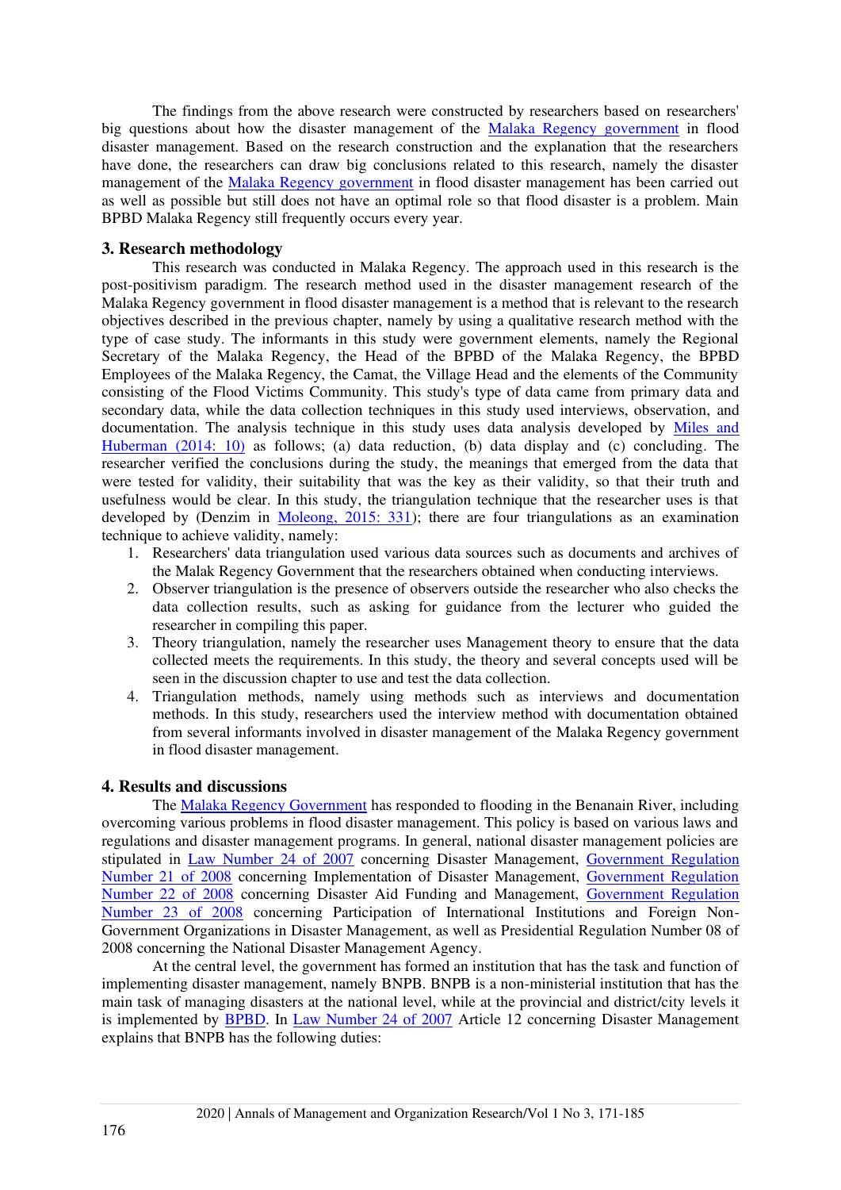The findings from the above research were constructed by researchers based on researchers' big questions about how the disaster management of the Malaka Regency government in flood disaster management. Based on the research construction and the explanation that the researchers have done, the researchers can draw big conclusions related to this research, namely the disaster management of the Malaka Regency government in flood disaster management has been carried out as well as possible but still does not have an optimal role so that flood disaster is a problem. Main BPBD Malaka Regency still frequently occurs every year.

## 3. Research methodology

This research was conducted in Malaka Regency. The approach used in this research is the post-positivism paradigm. The research method used in the disaster management research of the Malaka Regency government in flood disaster management is a method that is relevant to the research objectives described in the previous chapter, namely by using a qualitative research method with the type of case study. The informants in this study were government elements, namely the Regional Secretary of the Malaka Regency, the Head of the BPBD of the Malaka Regency, the BPBD Employees of the Malaka Regency, the Camat, the Village Head and the elements of the Community consisting of the Flood Victims Community. This study's type of data came from primary data and secondary data, while the data collection techniques in this study used interviews, observation, and documentation. The analysis technique in this study uses data analysis developed by Miles and Huberman (2014: 10) as follows; (a) data reduction, (b) data display and (c) concluding. The researcher verified the conclusions during the study, the meanings that emerged from the data that were tested for validity, their suitability that was the key as their validity, so that their truth and usefulness would be clear. In this study, the triangulation technique that the researcher uses is that developed by (Denzim in Moleong, 2015: 331); there are four triangulations as an examination technique to achieve validity, namely:

1. Researchers' data triangulation used various data sources such as documents and archives of the Malak Regency Government that the researchers obtained when conducting interviews.
2. Observer triangulation is the presence of observers outside the researcher who also checks the data collection results, such as asking for guidance from the lecturer who guided the researcher in compiling this paper.
3. Theory triangulation, namely the researcher uses Management theory to ensure that the data collected meets the requirements. In this study, the theory and several concepts used will be seen in the discussion chapter to use and test the data collection.
4. Triangulation methods, namely using methods such as interviews and documentation methods. In this study, researchers used the interview method with documentation obtained from several informants involved in disaster management of the Malaka Regency government in flood disaster management.

## 4. Results and discussions

The Malaka Regency Government has responded to flooding in the Benanain River, including overcoming various problems in flood disaster management. This policy is based on various laws and regulations and disaster management programs. In general, national disaster management policies are stipulated in Law Number 24 of 2007 concerning Disaster Management, Government Regulation Number 21 of 2008 concerning Implementation of Disaster Management, Government Regulation Number 22 of 2008 concerning Disaster Aid Funding and Management, Government Regulation Number 23 of 2008 concerning Participation of International Institutions and Foreign Non-Government Organizations in Disaster Management, as well as Presidential Regulation Number 08 of 2008 concerning the National Disaster Management Agency.

At the central level, the government has formed an institution that has the task and function of implementing disaster management, namely BNPB. BNPB is a non-ministerial institution that has the main task of managing disasters at the national level, while at the provincial and district/city levels it is implemented by BPBD. In Law Number 24 of 2007 Article 12 concerning Disaster Management explains that BNPB has the following duties: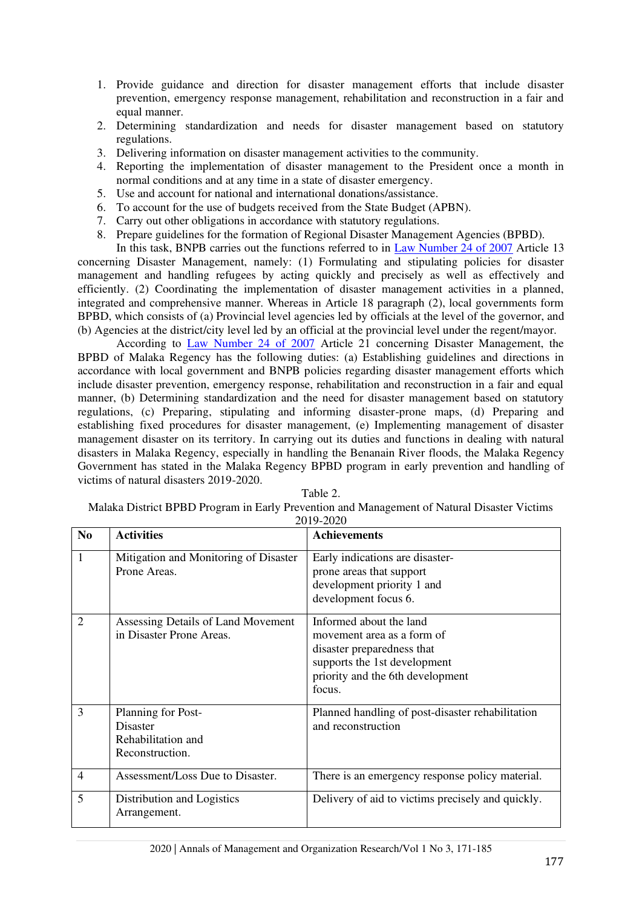1. Provide guidance and direction for disaster management efforts that include disaster prevention, emergency response management, rehabilitation and reconstruction in a fair and equal manner.
2. Determining standardization and needs for disaster management based on statutory regulations.
3. Delivering information on disaster management activities to the community.
4. Reporting the implementation of disaster management to the President once a month in normal conditions and at any time in a state of disaster emergency.
5. Use and account for national and international donations/assistance.
6. To account for the use of budgets received from the State Budget (APBN).
7. Carry out other obligations in accordance with statutory regulations.
8. Prepare guidelines for the formation of Regional Disaster Management Agencies (BPBD).

In this task, BNPB carries out the functions referred to in Law Number 24 of 2007 Article 13 concerning Disaster Management, namely: (1) Formulating and stipulating policies for disaster management and handling refugees by acting quickly and precisely as well as effectively and efficiently. (2) Coordinating the implementation of disaster management activities in a planned, integrated and comprehensive manner. Whereas in Article 18 paragraph (2), local governments form BPBD, which consists of (a) Provincial level agencies led by officials at the level of the governor, and (b) Agencies at the district/city level led by an official at the provincial level under the regent/mayor.

According to Law Number 24 of 2007 Article 21 concerning Disaster Management, the BPBD of Malaka Regency has the following duties: (a) Establishing guidelines and directions in accordance with local government and BNPB policies regarding disaster management efforts which include disaster prevention, emergency response, rehabilitation and reconstruction in a fair and equal manner, (b) Determining standardization and the need for disaster management based on statutory regulations, (c) Preparing, stipulating and informing disaster-prone maps, (d) Preparing and establishing fixed procedures for disaster management, (e) Implementing management of disaster management disaster on its territory. In carrying out its duties and functions in dealing with natural disasters in Malaka Regency, especially in handling the Benanain River floods, the Malaka Regency Government has stated in the Malaka Regency BPBD program in early prevention and handling of victims of natural disasters 2019-2020.

Table 2.
Malaka District BPBD Program in Early Prevention and Management of Natural Disaster Victims 2019-2020

| No | Activities | Achievements |
|---|---|---|
| 1 | Mitigation and Monitoring of Disaster Prone Areas. | Early indications are disaster-prone areas that support development priority 1 and development focus 6. |
| 2 | Assessing Details of Land Movement in Disaster Prone Areas. | Informed about the land movement area as a form of disaster preparedness that supports the 1st development priority and the 6th development focus. |
| 3 | Planning for Post-Disaster Rehabilitation and Reconstruction. | Planned handling of post-disaster rehabilitation and reconstruction |
| 4 | Assessment/Loss Due to Disaster. | There is an emergency response policy material. |
| 5 | Distribution and Logistics Arrangement. | Delivery of aid to victims precisely and quickly. |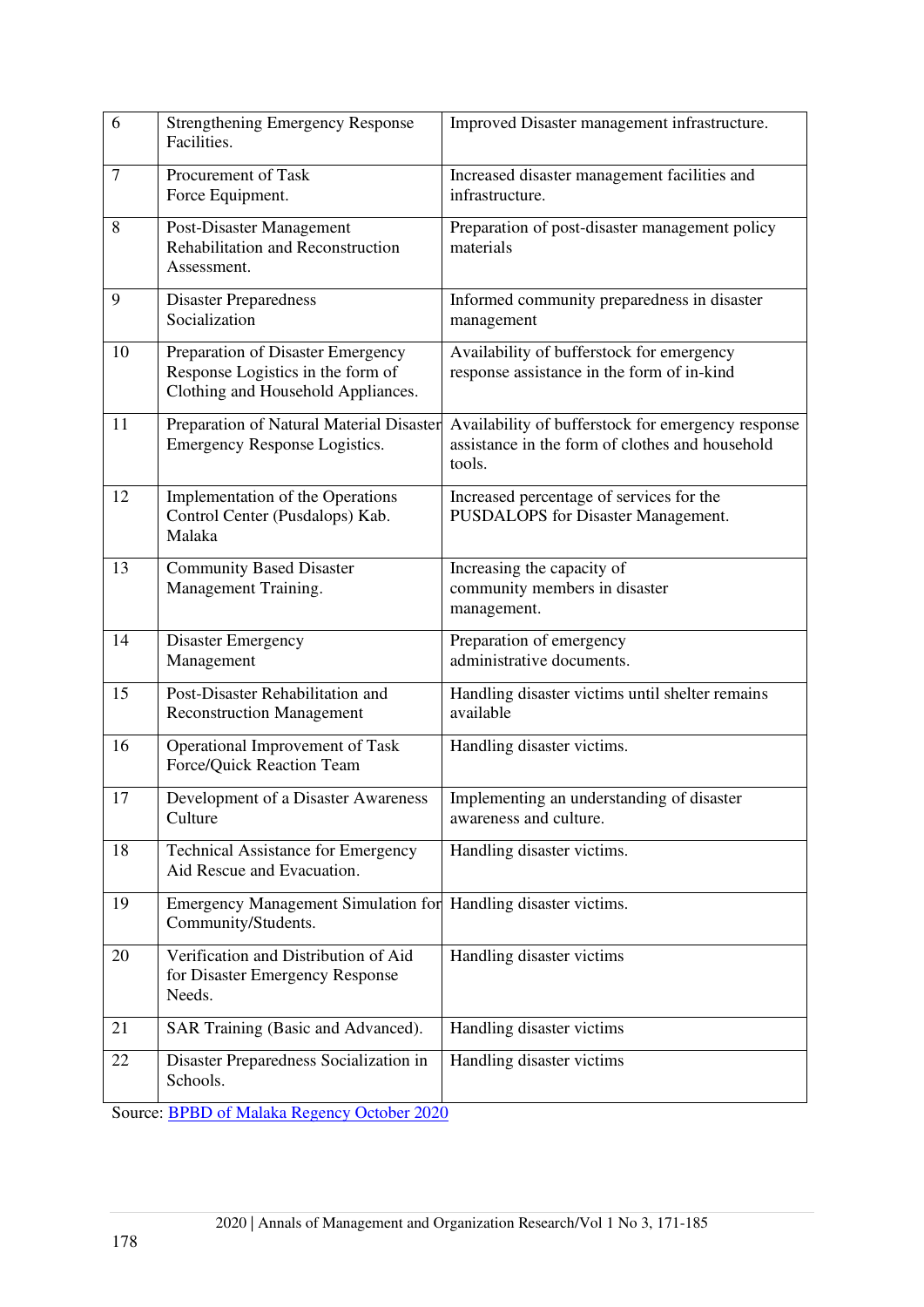| | | |
|---|---|---|
| 6 | Strengthening Emergency Response Facilities. | Improved Disaster management infrastructure. |
| 7 | Procurement of Task Force Equipment. | Increased disaster management facilities and infrastructure. |
| 8 | Post-Disaster Management Rehabilitation and Reconstruction Assessment. | Preparation of post-disaster management policy materials |
| 9 | Disaster Preparedness Socialization | Informed community preparedness in disaster management |
| 10 | Preparation of Disaster Emergency Response Logistics in the form of Clothing and Household Appliances. | Availability of bufferstock for emergency response assistance in the form of in-kind |
| 11 | Preparation of Natural Material Disaster Emergency Response Logistics. | Availability of bufferstock for emergency response assistance in the form of clothes and household tools. |
| 12 | Implementation of the Operations Control Center (Pusdalops) Kab. Malaka | Increased percentage of services for the PUSDALOPS for Disaster Management. |
| 13 | Community Based Disaster Management Training. | Increasing the capacity of community members in disaster management. |
| 14 | Disaster Emergency Management | Preparation of emergency administrative documents. |
| 15 | Post-Disaster Rehabilitation and Reconstruction Management | Handling disaster victims until shelter remains available |
| 16 | Operational Improvement of Task Force/Quick Reaction Team | Handling disaster victims. |
| 17 | Development of a Disaster Awareness Culture | Implementing an understanding of disaster awareness and culture. |
| 18 | Technical Assistance for Emergency Aid Rescue and Evacuation. | Handling disaster victims. |
| 19 | Emergency Management Simulation for Community/Students. | Handling disaster victims. |
| 20 | Verification and Distribution of Aid for Disaster Emergency Response Needs. | Handling disaster victims |
| 21 | SAR Training (Basic and Advanced). | Handling disaster victims |
| 22 | Disaster Preparedness Socialization in Schools. | Handling disaster victims |

Source: BPBD of Malaka Regency October 2020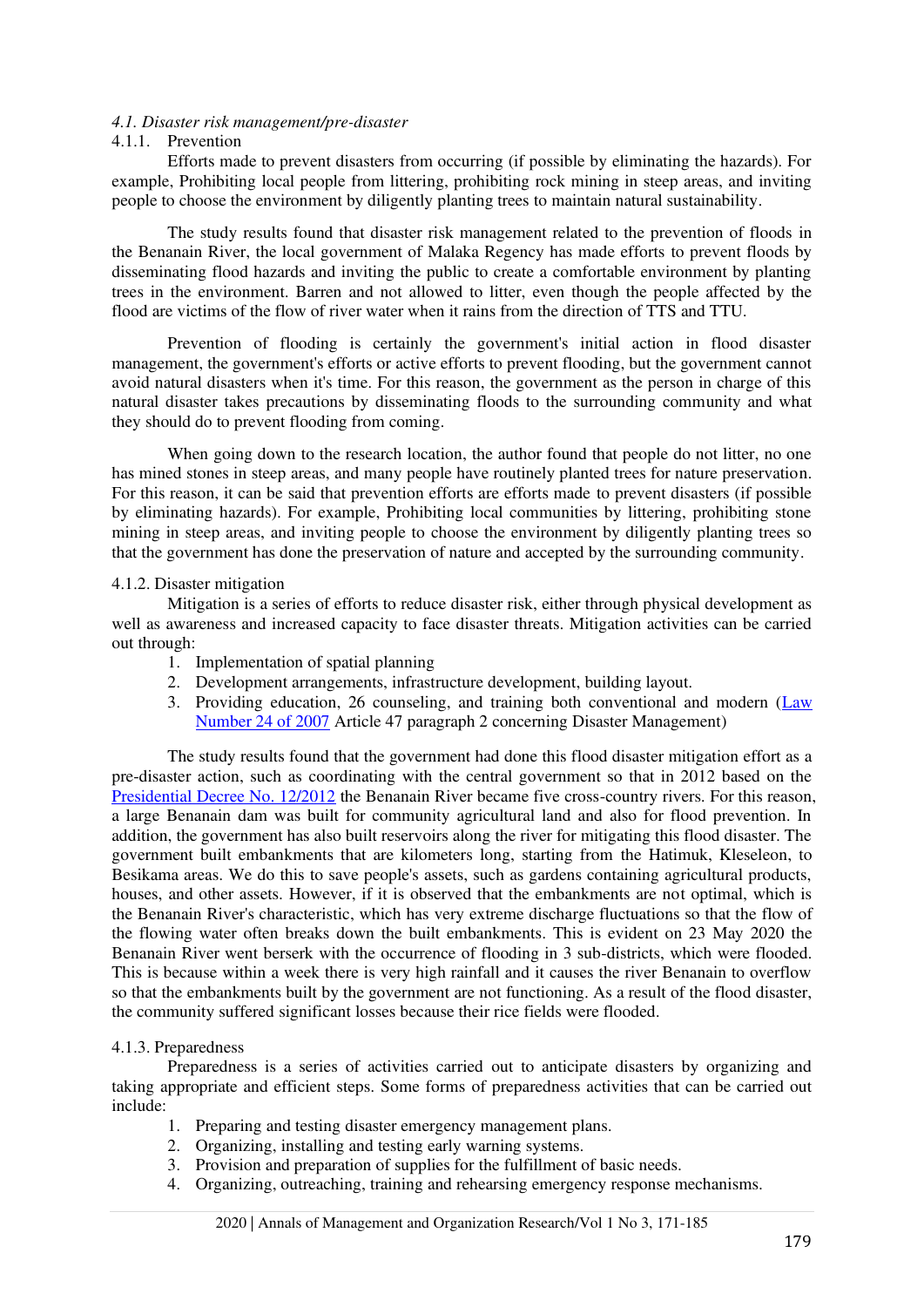### *4.1. Disaster risk management/pre-disaster*

#### 4.1.1. Prevention

Efforts made to prevent disasters from occurring (if possible by eliminating the hazards). For example, Prohibiting local people from littering, prohibiting rock mining in steep areas, and inviting people to choose the environment by diligently planting trees to maintain natural sustainability.

The study results found that disaster risk management related to the prevention of floods in the Benanain River, the local government of Malaka Regency has made efforts to prevent floods by disseminating flood hazards and inviting the public to create a comfortable environment by planting trees in the environment. Barren and not allowed to litter, even though the people affected by the flood are victims of the flow of river water when it rains from the direction of TTS and TTU.

Prevention of flooding is certainly the government's initial action in flood disaster management, the government's efforts or active efforts to prevent flooding, but the government cannot avoid natural disasters when it's time. For this reason, the government as the person in charge of this natural disaster takes precautions by disseminating floods to the surrounding community and what they should do to prevent flooding from coming.

When going down to the research location, the author found that people do not litter, no one has mined stones in steep areas, and many people have routinely planted trees for nature preservation. For this reason, it can be said that prevention efforts are efforts made to prevent disasters (if possible by eliminating hazards). For example, Prohibiting local communities by littering, prohibiting stone mining in steep areas, and inviting people to choose the environment by diligently planting trees so that the government has done the preservation of nature and accepted by the surrounding community.

#### 4.1.2. Disaster mitigation

Mitigation is a series of efforts to reduce disaster risk, either through physical development as well as awareness and increased capacity to face disaster threats. Mitigation activities can be carried out through:

1. Implementation of spatial planning
2. Development arrangements, infrastructure development, building layout.
3. Providing education, 26 counseling, and training both conventional and modern (Law Number 24 of 2007 Article 47 paragraph 2 concerning Disaster Management)

The study results found that the government had done this flood disaster mitigation effort as a pre-disaster action, such as coordinating with the central government so that in 2012 based on the Presidential Decree No. 12/2012 the Benanain River became five cross-country rivers. For this reason, a large Benanain dam was built for community agricultural land and also for flood prevention. In addition, the government has also built reservoirs along the river for mitigating this flood disaster. The government built embankments that are kilometers long, starting from the Hatimuk, Kleseleon, to Besikama areas. We do this to save people's assets, such as gardens containing agricultural products, houses, and other assets. However, if it is observed that the embankments are not optimal, which is the Benanain River's characteristic, which has very extreme discharge fluctuations so that the flow of the flowing water often breaks down the built embankments. This is evident on 23 May 2020 the Benanain River went berserk with the occurrence of flooding in 3 sub-districts, which were flooded. This is because within a week there is very high rainfall and it causes the river Benanain to overflow so that the embankments built by the government are not functioning. As a result of the flood disaster, the community suffered significant losses because their rice fields were flooded.

#### 4.1.3. Preparedness

Preparedness is a series of activities carried out to anticipate disasters by organizing and taking appropriate and efficient steps. Some forms of preparedness activities that can be carried out include:

1. Preparing and testing disaster emergency management plans.
2. Organizing, installing and testing early warning systems.
3. Provision and preparation of supplies for the fulfillment of basic needs.
4. Organizing, outreaching, training and rehearsing emergency response mechanisms.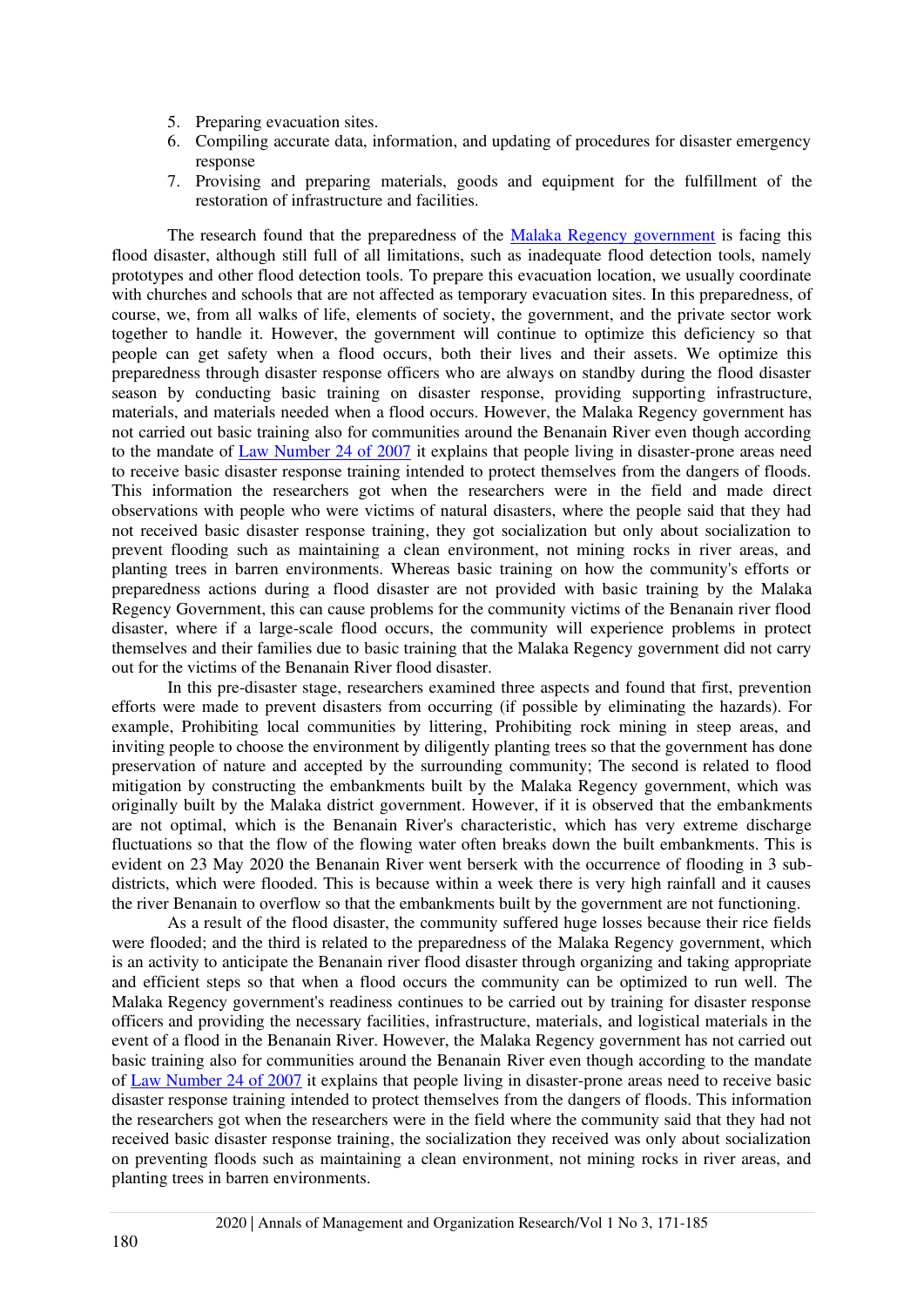5. Preparing evacuation sites.
6. Compiling accurate data, information, and updating of procedures for disaster emergency response
7. Provisioning and preparing materials, goods and equipment for the fulfillment of the restoration of infrastructure and facilities.

The research found that the preparedness of the Malaka Regency government is facing this flood disaster, although still full of all limitations, such as inadequate flood detection tools, namely prototypes and other flood detection tools. To prepare this evacuation location, we usually coordinate with churches and schools that are not affected as temporary evacuation sites. In this preparedness, of course, we, from all walks of life, elements of society, the government, and the private sector work together to handle it. However, the government will continue to optimize this deficiency so that people can get safety when a flood occurs, both their lives and their assets. We optimize this preparedness through disaster response officers who are always on standby during the flood disaster season by conducting basic training on disaster response, providing supporting infrastructure, materials, and materials needed when a flood occurs. However, the Malaka Regency government has not carried out basic training also for communities around the Benanain River even though according to the mandate of Law Number 24 of 2007 it explains that people living in disaster-prone areas need to receive basic disaster response training intended to protect themselves from the dangers of floods. This information the researchers got when the researchers were in the field and made direct observations with people who were victims of natural disasters, where the people said that they had not received basic disaster response training, they got socialization but only about socialization to prevent flooding such as maintaining a clean environment, not mining rocks in river areas, and planting trees in barren environments. Whereas basic training on how the community's efforts or preparedness actions during a flood disaster are not provided with basic training by the Malaka Regency Government, this can cause problems for the community victims of the Benanain river flood disaster, where if a large-scale flood occurs, the community will experience problems in protect themselves and their families due to basic training that the Malaka Regency government did not carry out for the victims of the Benanain River flood disaster.

In this pre-disaster stage, researchers examined three aspects and found that first, prevention efforts were made to prevent disasters from occurring (if possible by eliminating the hazards). For example, Prohibiting local communities by littering, Prohibiting rock mining in steep areas, and inviting people to choose the environment by diligently planting trees so that the government has done preservation of nature and accepted by the surrounding community; The second is related to flood mitigation by constructing the embankments built by the Malaka Regency government, which was originally built by the Malaka district government. However, if it is observed that the embankments are not optimal, which is the Benanain River's characteristic, which has very extreme discharge fluctuations so that the flow of the flowing water often breaks down the built embankments. This is evident on 23 May 2020 the Benanain River went berserk with the occurrence of flooding in 3 sub-districts, which were flooded. This is because within a week there is very high rainfall and it causes the river Benanain to overflow so that the embankments built by the government are not functioning.

As a result of the flood disaster, the community suffered huge losses because their rice fields were flooded; and the third is related to the preparedness of the Malaka Regency government, which is an activity to anticipate the Benanain river flood disaster through organizing and taking appropriate and efficient steps so that when a flood occurs the community can be optimized to run well. The Malaka Regency government's readiness continues to be carried out by training for disaster response officers and providing the necessary facilities, infrastructure, materials, and logistical materials in the event of a flood in the Benanain River. However, the Malaka Regency government has not carried out basic training also for communities around the Benanain River even though according to the mandate of Law Number 24 of 2007 it explains that people living in disaster-prone areas need to receive basic disaster response training intended to protect themselves from the dangers of floods. This information the researchers got when the researchers were in the field where the community said that they had not received basic disaster response training, the socialization they received was only about socialization on preventing floods such as maintaining a clean environment, not mining rocks in river areas, and planting trees in barren environments.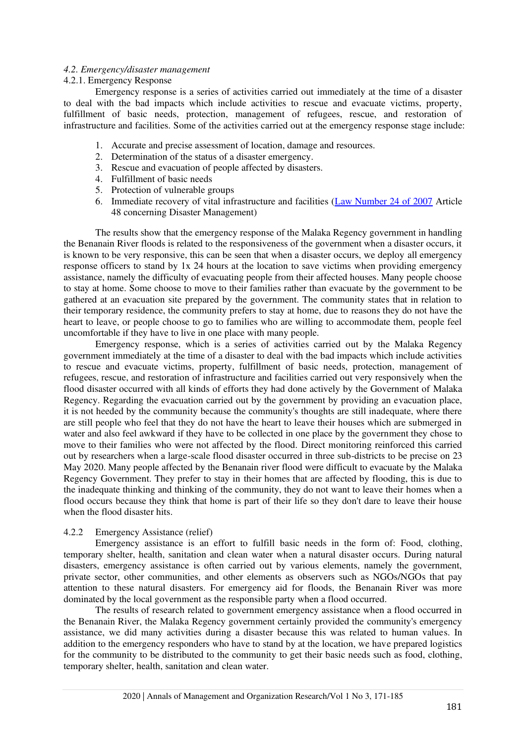### *4.2. Emergency/disaster management*

#### 4.2.1. Emergency Response

Emergency response is a series of activities carried out immediately at the time of a disaster to deal with the bad impacts which include activities to rescue and evacuate victims, property, fulfillment of basic needs, protection, management of refugees, rescue, and restoration of infrastructure and facilities. Some of the activities carried out at the emergency response stage include:

1. Accurate and precise assessment of location, damage and resources.
2. Determination of the status of a disaster emergency.
3. Rescue and evacuation of people affected by disasters.
4. Fulfillment of basic needs
5. Protection of vulnerable groups
6. Immediate recovery of vital infrastructure and facilities (Law Number 24 of 2007 Article 48 concerning Disaster Management)

The results show that the emergency response of the Malaka Regency government in handling the Benanain River floods is related to the responsiveness of the government when a disaster occurs, it is known to be very responsive, this can be seen that when a disaster occurs, we deploy all emergency response officers to stand by 1x 24 hours at the location to save victims when providing emergency assistance, namely the difficulty of evacuating people from their affected houses. Many people choose to stay at home. Some choose to move to their families rather than evacuate by the government to be gathered at an evacuation site prepared by the government. The community states that in relation to their temporary residence, the community prefers to stay at home, due to reasons they do not have the heart to leave, or people choose to go to families who are willing to accommodate them, people feel uncomfortable if they have to live in one place with many people.

Emergency response, which is a series of activities carried out by the Malaka Regency government immediately at the time of a disaster to deal with the bad impacts which include activities to rescue and evacuate victims, property, fulfillment of basic needs, protection, management of refugees, rescue, and restoration of infrastructure and facilities carried out very responsively when the flood disaster occurred with all kinds of efforts they had done actively by the Government of Malaka Regency. Regarding the evacuation carried out by the government by providing an evacuation place, it is not heeded by the community because the community's thoughts are still inadequate, where there are still people who feel that they do not have the heart to leave their houses which are submerged in water and also feel awkward if they have to be collected in one place by the government they chose to move to their families who were not affected by the flood. Direct monitoring reinforced this carried out by researchers when a large-scale flood disaster occurred in three sub-districts to be precise on 23 May 2020. Many people affected by the Benanain river flood were difficult to evacuate by the Malaka Regency Government. They prefer to stay in their homes that are affected by flooding, this is due to the inadequate thinking and thinking of the community, they do not want to leave their homes when a flood occurs because they think that home is part of their life so they don't dare to leave their house when the flood disaster hits.

#### 4.2.2 Emergency Assistance (relief)

Emergency assistance is an effort to fulfill basic needs in the form of: Food, clothing, temporary shelter, health, sanitation and clean water when a natural disaster occurs. During natural disasters, emergency assistance is often carried out by various elements, namely the government, private sector, other communities, and other elements as observers such as NGOs/NGOs that pay attention to these natural disasters. For emergency aid for floods, the Benanain River was more dominated by the local government as the responsible party when a flood occurred.

The results of research related to government emergency assistance when a flood occurred in the Benanain River, the Malaka Regency government certainly provided the community's emergency assistance, we did many activities during a disaster because this was related to human values. In addition to the emergency responders who have to stand by at the location, we have prepared logistics for the community to be distributed to the community to get their basic needs such as food, clothing, temporary shelter, health, sanitation and clean water.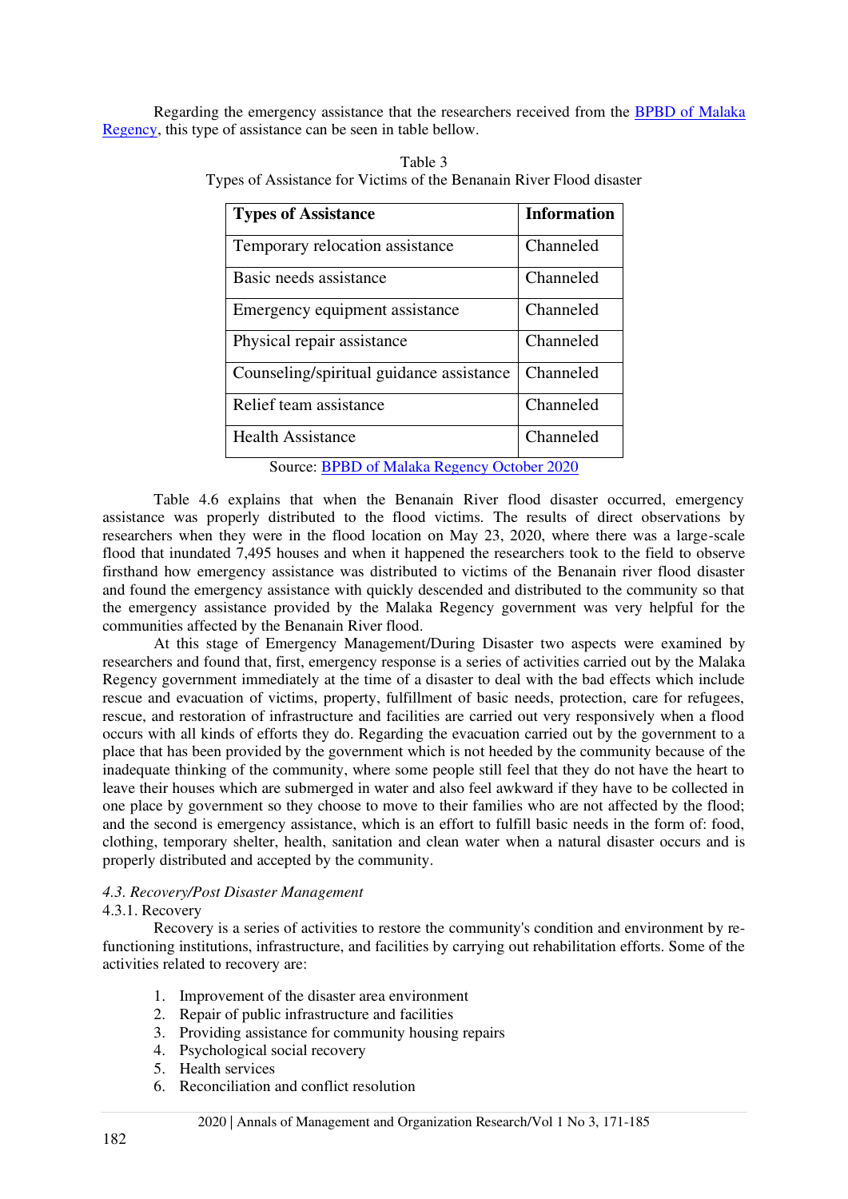Regarding the emergency assistance that the researchers received from the BPBD of Malaka Regency, this type of assistance can be seen in table bellow.

Table 3
Types of Assistance for Victims of the Benanain River Flood disaster

| Types of Assistance | Information |
|---|---|
| Temporary relocation assistance | Channeled |
| Basic needs assistance | Channeled |
| Emergency equipment assistance | Channeled |
| Physical repair assistance | Channeled |
| Counseling/spiritual guidance assistance | Channeled |
| Relief team assistance | Channeled |
| Health Assistance | Channeled |

Source: BPBD of Malaka Regency October 2020

Table 4.6 explains that when the Benanain River flood disaster occurred, emergency assistance was properly distributed to the flood victims. The results of direct observations by researchers when they were in the flood location on May 23, 2020, where there was a large-scale flood that inundated 7,495 houses and when it happened the researchers took to the field to observe firsthand how emergency assistance was distributed to victims of the Benanain river flood disaster and found the emergency assistance with quickly descended and distributed to the community so that the emergency assistance provided by the Malaka Regency government was very helpful for the communities affected by the Benanain River flood.

At this stage of Emergency Management/During Disaster two aspects were examined by researchers and found that, first, emergency response is a series of activities carried out by the Malaka Regency government immediately at the time of a disaster to deal with the bad effects which include rescue and evacuation of victims, property, fulfillment of basic needs, protection, care for refugees, rescue, and restoration of infrastructure and facilities are carried out very responsively when a flood occurs with all kinds of efforts they do. Regarding the evacuation carried out by the government to a place that has been provided by the government which is not heeded by the community because of the inadequate thinking of the community, where some people still feel that they do not have the heart to leave their houses which are submerged in water and also feel awkward if they have to be collected in one place by government so they choose to move to their families who are not affected by the flood; and the second is emergency assistance, which is an effort to fulfill basic needs in the form of: food, clothing, temporary shelter, health, sanitation and clean water when a natural disaster occurs and is properly distributed and accepted by the community.

*4.3. Recovery/Post Disaster Management*

4.3.1. Recovery

Recovery is a series of activities to restore the community's condition and environment by re-functioning institutions, infrastructure, and facilities by carrying out rehabilitation efforts. Some of the activities related to recovery are:

1. Improvement of the disaster area environment
2. Repair of public infrastructure and facilities
3. Providing assistance for community housing repairs
4. Psychological social recovery
5. Health services
6. Reconciliation and conflict resolution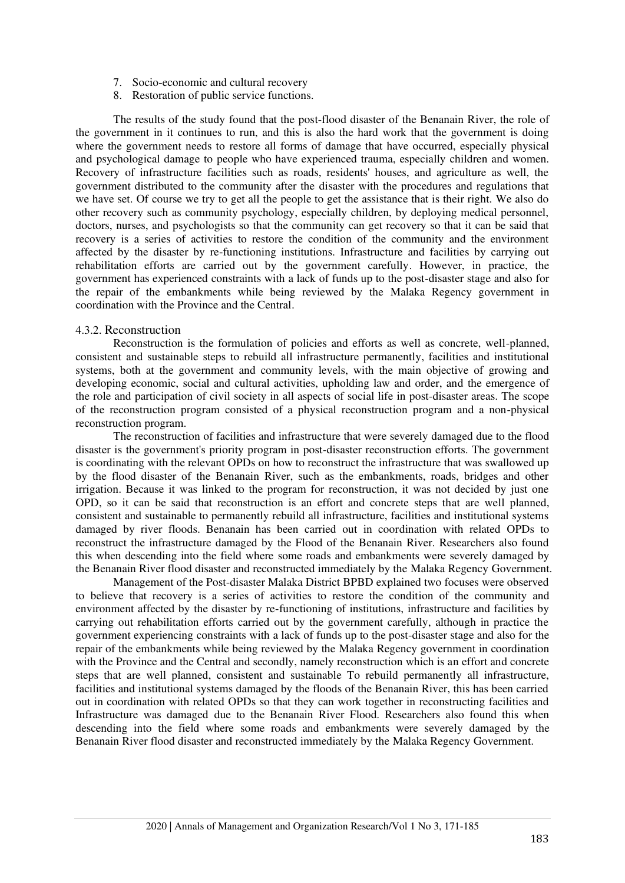7. Socio-economic and cultural recovery
8. Restoration of public service functions.

The results of the study found that the post-flood disaster of the Benanain River, the role of the government in it continues to run, and this is also the hard work that the government is doing where the government needs to restore all forms of damage that have occurred, especially physical and psychological damage to people who have experienced trauma, especially children and women. Recovery of infrastructure facilities such as roads, residents' houses, and agriculture as well, the government distributed to the community after the disaster with the procedures and regulations that we have set. Of course we try to get all the people to get the assistance that is their right. We also do other recovery such as community psychology, especially children, by deploying medical personnel, doctors, nurses, and psychologists so that the community can get recovery so that it can be said that recovery is a series of activities to restore the condition of the community and the environment affected by the disaster by re-functioning institutions. Infrastructure and facilities by carrying out rehabilitation efforts are carried out by the government carefully. However, in practice, the government has experienced constraints with a lack of funds up to the post-disaster stage and also for the repair of the embankments while being reviewed by the Malaka Regency government in coordination with the Province and the Central.

### 4.3.2. Reconstruction

Reconstruction is the formulation of policies and efforts as well as concrete, well-planned, consistent and sustainable steps to rebuild all infrastructure permanently, facilities and institutional systems, both at the government and community levels, with the main objective of growing and developing economic, social and cultural activities, upholding law and order, and the emergence of the role and participation of civil society in all aspects of social life in post-disaster areas. The scope of the reconstruction program consisted of a physical reconstruction program and a non-physical reconstruction program.

The reconstruction of facilities and infrastructure that were severely damaged due to the flood disaster is the government's priority program in post-disaster reconstruction efforts. The government is coordinating with the relevant OPDs on how to reconstruct the infrastructure that was swallowed up by the flood disaster of the Benanain River, such as the embankments, roads, bridges and other irrigation. Because it was linked to the program for reconstruction, it was not decided by just one OPD, so it can be said that reconstruction is an effort and concrete steps that are well planned, consistent and sustainable to permanently rebuild all infrastructure, facilities and institutional systems damaged by river floods. Benanain has been carried out in coordination with related OPDs to reconstruct the infrastructure damaged by the Flood of the Benanain River. Researchers also found this when descending into the field where some roads and embankments were severely damaged by the Benanain River flood disaster and reconstructed immediately by the Malaka Regency Government.

Management of the Post-disaster Malaka District BPBD explained two focuses were observed to believe that recovery is a series of activities to restore the condition of the community and environment affected by the disaster by re-functioning of institutions, infrastructure and facilities by carrying out rehabilitation efforts carried out by the government carefully, although in practice the government experiencing constraints with a lack of funds up to the post-disaster stage and also for the repair of the embankments while being reviewed by the Malaka Regency government in coordination with the Province and the Central and secondly, namely reconstruction which is an effort and concrete steps that are well planned, consistent and sustainable To rebuild permanently all infrastructure, facilities and institutional systems damaged by the floods of the Benanain River, this has been carried out in coordination with related OPDs so that they can work together in reconstructing facilities and Infrastructure was damaged due to the Benanain River Flood. Researchers also found this when descending into the field where some roads and embankments were severely damaged by the Benanain River flood disaster and reconstructed immediately by the Malaka Regency Government.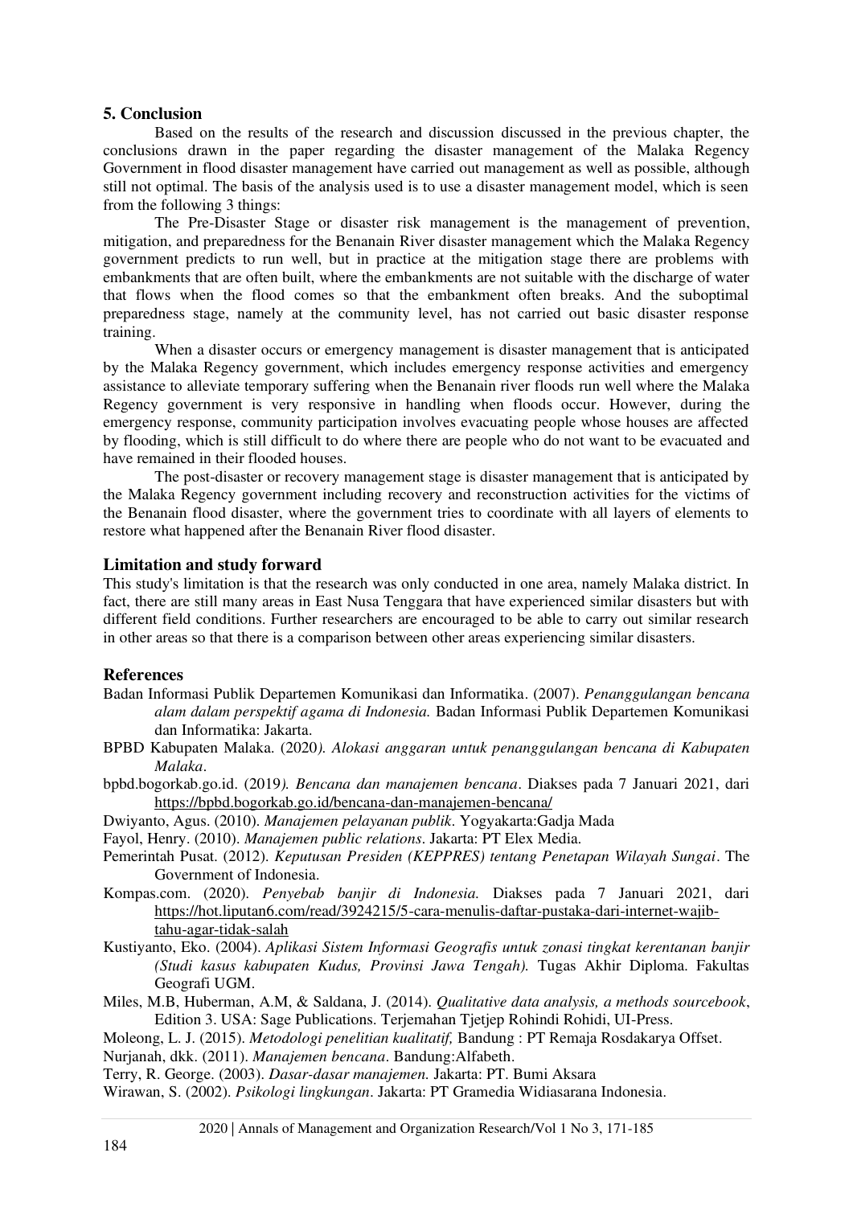## 5. Conclusion

Based on the results of the research and discussion discussed in the previous chapter, the conclusions drawn in the paper regarding the disaster management of the Malaka Regency Government in flood disaster management have carried out management as well as possible, although still not optimal. The basis of the analysis used is to use a disaster management model, which is seen from the following 3 things:

The Pre-Disaster Stage or disaster risk management is the management of prevention, mitigation, and preparedness for the Benanain River disaster management which the Malaka Regency government predicts to run well, but in practice at the mitigation stage there are problems with embankments that are often built, where the embankments are not suitable with the discharge of water that flows when the flood comes so that the embankment often breaks. And the suboptimal preparedness stage, namely at the community level, has not carried out basic disaster response training.

When a disaster occurs or emergency management is disaster management that is anticipated by the Malaka Regency government, which includes emergency response activities and emergency assistance to alleviate temporary suffering when the Benanain river floods run well where the Malaka Regency government is very responsive in handling when floods occur. However, during the emergency response, community participation involves evacuating people whose houses are affected by flooding, which is still difficult to do where there are people who do not want to be evacuated and have remained in their flooded houses.

The post-disaster or recovery management stage is disaster management that is anticipated by the Malaka Regency government including recovery and reconstruction activities for the victims of the Benanain flood disaster, where the government tries to coordinate with all layers of elements to restore what happened after the Benanain River flood disaster.

## Limitation and study forward

This study's limitation is that the research was only conducted in one area, namely Malaka district. In fact, there are still many areas in East Nusa Tenggara that have experienced similar disasters but with different field conditions. Further researchers are encouraged to be able to carry out similar research in other areas so that there is a comparison between other areas experiencing similar disasters.

## References

Badan Informasi Publik Departemen Komunikasi dan Informatika. (2007). *Penanggulangan bencana alam dalam perspektif agama di Indonesia.* Badan Informasi Publik Departemen Komunikasi dan Informatika: Jakarta.

BPBD Kabupaten Malaka. (2020*). Alokasi anggaran untuk penanggulangan bencana di Kabupaten Malaka*.

bpbd.bogorkab.go.id. (2019*). Bencana dan manajemen bencana*. Diakses pada 7 Januari 2021, dari https://bpbd.bogorkab.go.id/bencana-dan-manajemen-bencana/

Dwiyanto, Agus. (2010). *Manajemen pelayanan publik*. Yogyakarta:Gadja Mada

Fayol, Henry. (2010). *Manajemen public relations*. Jakarta: PT Elex Media.

Pemerintah Pusat. (2012). *Keputusan Presiden (KEPPRES) tentang Penetapan Wilayah Sungai*. The Government of Indonesia.

Kompas.com. (2020). *Penyebab banjir di Indonesia.* Diakses pada 7 Januari 2021, dari https://hot.liputan6.com/read/3924215/5-cara-menulis-daftar-pustaka-dari-internet-wajib-tahu-agar-tidak-salah

Kustiyanto, Eko. (2004). *Aplikasi Sistem Informasi Geografis untuk zonasi tingkat kerentanan banjir (Studi kasus kabupaten Kudus, Provinsi Jawa Tengah).* Tugas Akhir Diploma. Fakultas Geografi UGM.

Miles, M.B, Huberman, A.M, & Saldana, J. (2014). *Qualitative data analysis, a methods sourcebook*, Edition 3. USA: Sage Publications. Terjemahan Tjetjep Rohindi Rohidi, UI-Press.

Moleong, L. J. (2015). *Metodologi penelitian kualitatif,* Bandung : PT Remaja Rosdakarya Offset.

Nurjanah, dkk. (2011). *Manajemen bencana*. Bandung:Alfabeth.

Terry, R. George. (2003). *Dasar-dasar manajemen.* Jakarta: PT. Bumi Aksara

Wirawan, S. (2002). *Psikologi lingkungan*. Jakarta: PT Gramedia Widiasarana Indonesia.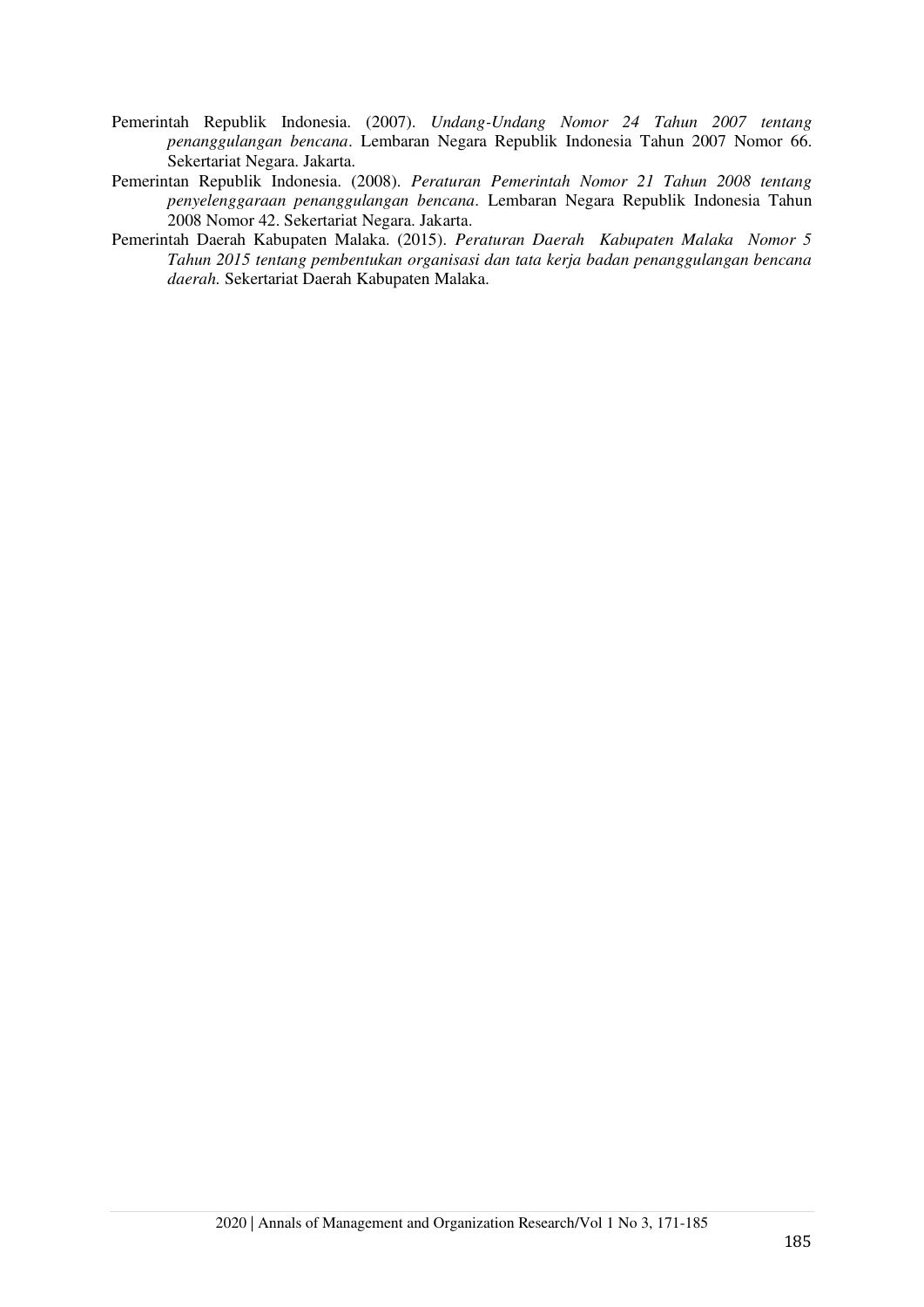Pemerintah Republik Indonesia. (2007). *Undang-Undang Nomor 24 Tahun 2007 tentang penanggulangan bencana*. Lembaran Negara Republik Indonesia Tahun 2007 Nomor 66. Sekertariat Negara. Jakarta.

Pemerintan Republik Indonesia. (2008). *Peraturan Pemerintah Nomor 21 Tahun 2008 tentang penyelenggaraan penanggulangan bencana*. Lembaran Negara Republik Indonesia Tahun 2008 Nomor 42. Sekertariat Negara. Jakarta.

Pemerintah Daerah Kabupaten Malaka. (2015). *Peraturan Daerah Kabupaten Malaka Nomor 5 Tahun 2015 tentang pembentukan organisasi dan tata kerja badan penanggulangan bencana daerah.* Sekertariat Daerah Kabupaten Malaka.